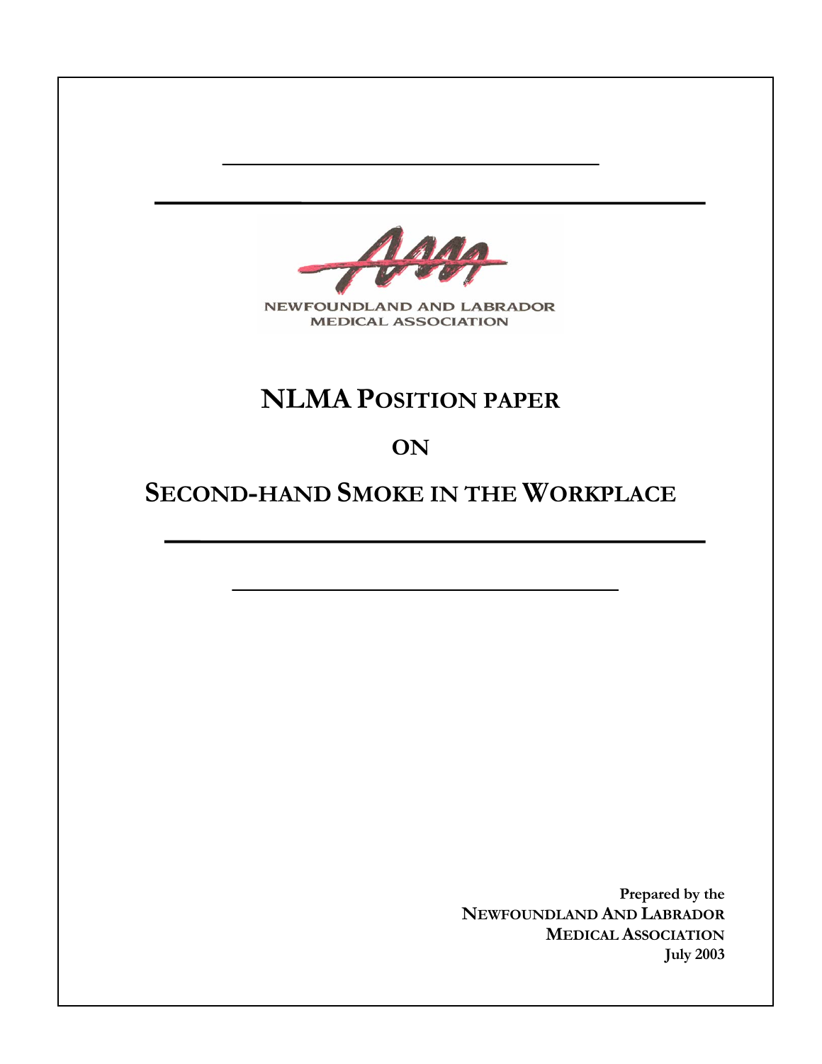NEWFOUNDLAND AND LABRADOR MEDICAL ASSOCIATION

# NLMA POSITION PAPER

## ON

# SECOND-HAND SMOKE IN THE WORKPLACE

**Prepared by the**
**NEWFOUNDLAND AND LABRADOR**
**MEDICAL ASSOCIATION**
**July 2003**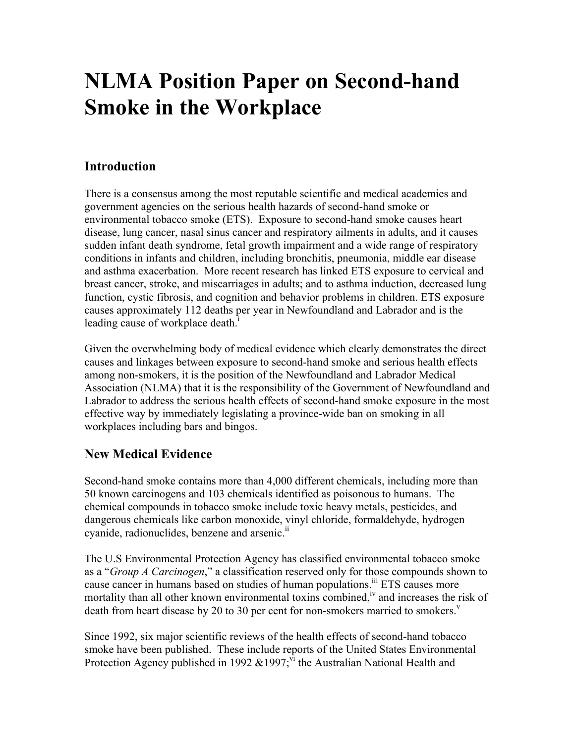# NLMA Position Paper on Second-hand Smoke in the Workplace

## Introduction

There is a consensus among the most reputable scientific and medical academies and government agencies on the serious health hazards of second-hand smoke or environmental tobacco smoke (ETS). Exposure to second-hand smoke causes heart disease, lung cancer, nasal sinus cancer and respiratory ailments in adults, and it causes sudden infant death syndrome, fetal growth impairment and a wide range of respiratory conditions in infants and children, including bronchitis, pneumonia, middle ear disease and asthma exacerbation. More recent research has linked ETS exposure to cervical and breast cancer, stroke, and miscarriages in adults; and to asthma induction, decreased lung function, cystic fibrosis, and cognition and behavior problems in children. ETS exposure causes approximately 112 deaths per year in Newfoundland and Labrador and is the leading cause of workplace death.[i]

Given the overwhelming body of medical evidence which clearly demonstrates the direct causes and linkages between exposure to second-hand smoke and serious health effects among non-smokers, it is the position of the Newfoundland and Labrador Medical Association (NLMA) that it is the responsibility of the Government of Newfoundland and Labrador to address the serious health effects of second-hand smoke exposure in the most effective way by immediately legislating a province-wide ban on smoking in all workplaces including bars and bingos.

## New Medical Evidence

Second-hand smoke contains more than 4,000 different chemicals, including more than 50 known carcinogens and 103 chemicals identified as poisonous to humans. The chemical compounds in tobacco smoke include toxic heavy metals, pesticides, and dangerous chemicals like carbon monoxide, vinyl chloride, formaldehyde, hydrogen cyanide, radionuclides, benzene and arsenic.[ii]

The U.S Environmental Protection Agency has classified environmental tobacco smoke as a "*Group A Carcinogen*," a classification reserved only for those compounds shown to cause cancer in humans based on studies of human populations.[iii] ETS causes more mortality than all other known environmental toxins combined,[iv] and increases the risk of death from heart disease by 20 to 30 per cent for non-smokers married to smokers.[v]

Since 1992, six major scientific reviews of the health effects of second-hand tobacco smoke have been published. These include reports of the United States Environmental Protection Agency published in 1992 &1997;[vi] the Australian National Health and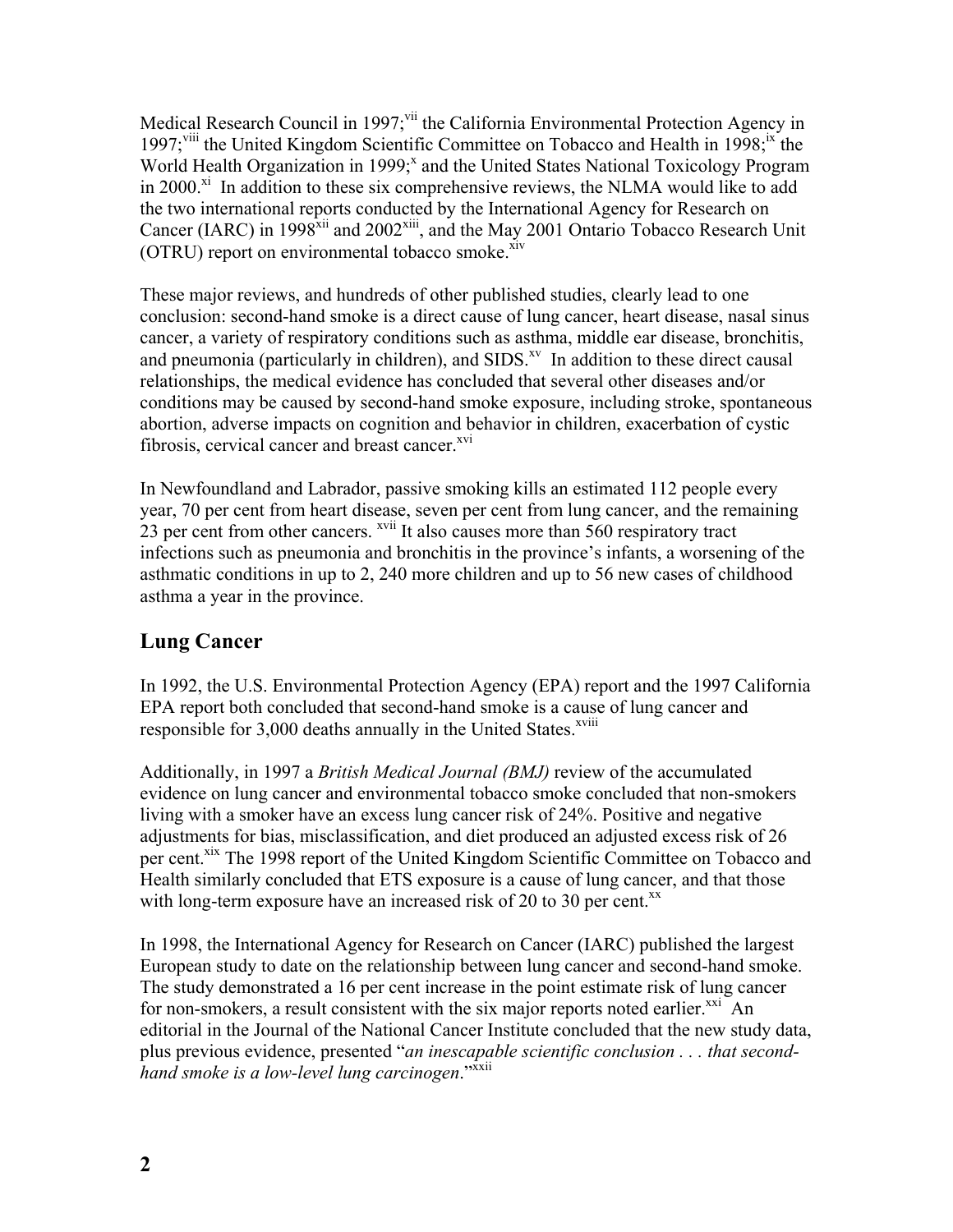Medical Research Council in 1997;[vii] the California Environmental Protection Agency in 1997;[viii] the United Kingdom Scientific Committee on Tobacco and Health in 1998;[ix] the World Health Organization in 1999;[x] and the United States National Toxicology Program in 2000.[xi] In addition to these six comprehensive reviews, the NLMA would like to add the two international reports conducted by the International Agency for Research on Cancer (IARC) in 1998[xii] and 2002[xiii], and the May 2001 Ontario Tobacco Research Unit (OTRU) report on environmental tobacco smoke.[xiv]

These major reviews, and hundreds of other published studies, clearly lead to one conclusion: second-hand smoke is a direct cause of lung cancer, heart disease, nasal sinus cancer, a variety of respiratory conditions such as asthma, middle ear disease, bronchitis, and pneumonia (particularly in children), and SIDS.[xv] In addition to these direct causal relationships, the medical evidence has concluded that several other diseases and/or conditions may be caused by second-hand smoke exposure, including stroke, spontaneous abortion, adverse impacts on cognition and behavior in children, exacerbation of cystic fibrosis, cervical cancer and breast cancer.[xvi]

In Newfoundland and Labrador, passive smoking kills an estimated 112 people every year, 70 per cent from heart disease, seven per cent from lung cancer, and the remaining 23 per cent from other cancers. [xvii] It also causes more than 560 respiratory tract infections such as pneumonia and bronchitis in the province's infants, a worsening of the asthmatic conditions in up to 2, 240 more children and up to 56 new cases of childhood asthma a year in the province.

## Lung Cancer

In 1992, the U.S. Environmental Protection Agency (EPA) report and the 1997 California EPA report both concluded that second-hand smoke is a cause of lung cancer and responsible for 3,000 deaths annually in the United States.[xviii]

Additionally, in 1997 a *British Medical Journal (BMJ)* review of the accumulated evidence on lung cancer and environmental tobacco smoke concluded that non-smokers living with a smoker have an excess lung cancer risk of 24%. Positive and negative adjustments for bias, misclassification, and diet produced an adjusted excess risk of 26 per cent.[xix] The 1998 report of the United Kingdom Scientific Committee on Tobacco and Health similarly concluded that ETS exposure is a cause of lung cancer, and that those with long-term exposure have an increased risk of 20 to 30 per cent.[xx]

In 1998, the International Agency for Research on Cancer (IARC) published the largest European study to date on the relationship between lung cancer and second-hand smoke. The study demonstrated a 16 per cent increase in the point estimate risk of lung cancer for non-smokers, a result consistent with the six major reports noted earlier.[xxi] An editorial in the Journal of the National Cancer Institute concluded that the new study data, plus previous evidence, presented "*an inescapable scientific conclusion . . . that second-hand smoke is a low-level lung carcinogen*."[xxii]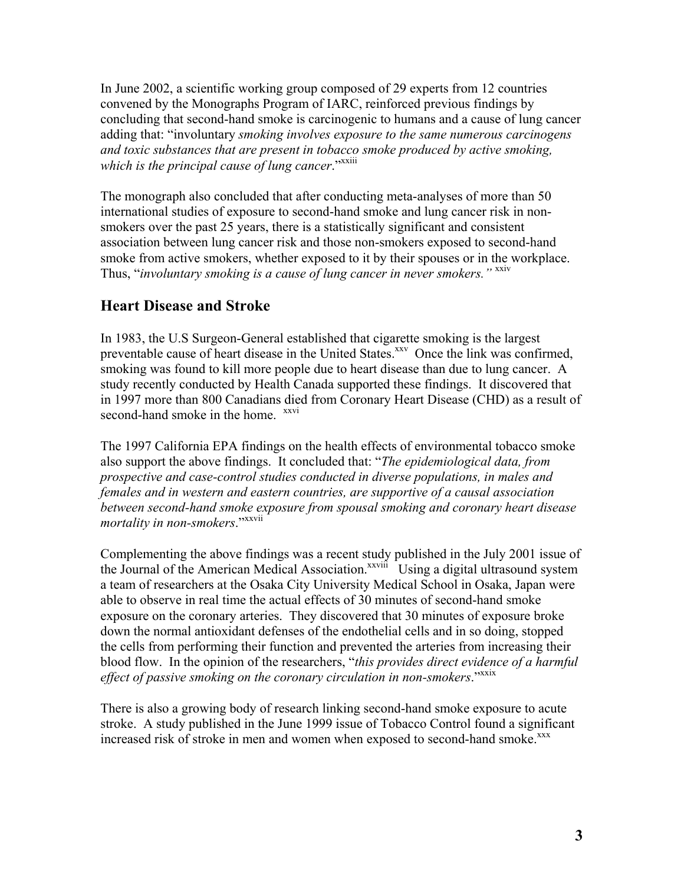In June 2002, a scientific working group composed of 29 experts from 12 countries convened by the Monographs Program of IARC, reinforced previous findings by concluding that second-hand smoke is carcinogenic to humans and a cause of lung cancer adding that: "involuntary *smoking involves exposure to the same numerous carcinogens and toxic substances that are present in tobacco smoke produced by active smoking, which is the principal cause of lung cancer*."[xxiii]

The monograph also concluded that after conducting meta-analyses of more than 50 international studies of exposure to second-hand smoke and lung cancer risk in non-smokers over the past 25 years, there is a statistically significant and consistent association between lung cancer risk and those non-smokers exposed to second-hand smoke from active smokers, whether exposed to it by their spouses or in the workplace. Thus, "*involuntary smoking is a cause of lung cancer in never smokers.*"[xxiv]

## Heart Disease and Stroke

In 1983, the U.S Surgeon-General established that cigarette smoking is the largest preventable cause of heart disease in the United States.[xxv] Once the link was confirmed, smoking was found to kill more people due to heart disease than due to lung cancer. A study recently conducted by Health Canada supported these findings. It discovered that in 1997 more than 800 Canadians died from Coronary Heart Disease (CHD) as a result of second-hand smoke in the home.[xxvi]

The 1997 California EPA findings on the health effects of environmental tobacco smoke also support the above findings. It concluded that: "*The epidemiological data, from prospective and case-control studies conducted in diverse populations, in males and females and in western and eastern countries, are supportive of a causal association between second-hand smoke exposure from spousal smoking and coronary heart disease mortality in non-smokers*."[xxvii]

Complementing the above findings was a recent study published in the July 2001 issue of the Journal of the American Medical Association.[xxviii] Using a digital ultrasound system a team of researchers at the Osaka City University Medical School in Osaka, Japan were able to observe in real time the actual effects of 30 minutes of second-hand smoke exposure on the coronary arteries. They discovered that 30 minutes of exposure broke down the normal antioxidant defenses of the endothelial cells and in so doing, stopped the cells from performing their function and prevented the arteries from increasing their blood flow. In the opinion of the researchers, "*this provides direct evidence of a harmful effect of passive smoking on the coronary circulation in non-smokers*."[xxix]

There is also a growing body of research linking second-hand smoke exposure to acute stroke. A study published in the June 1999 issue of Tobacco Control found a significant increased risk of stroke in men and women when exposed to second-hand smoke.[xxx]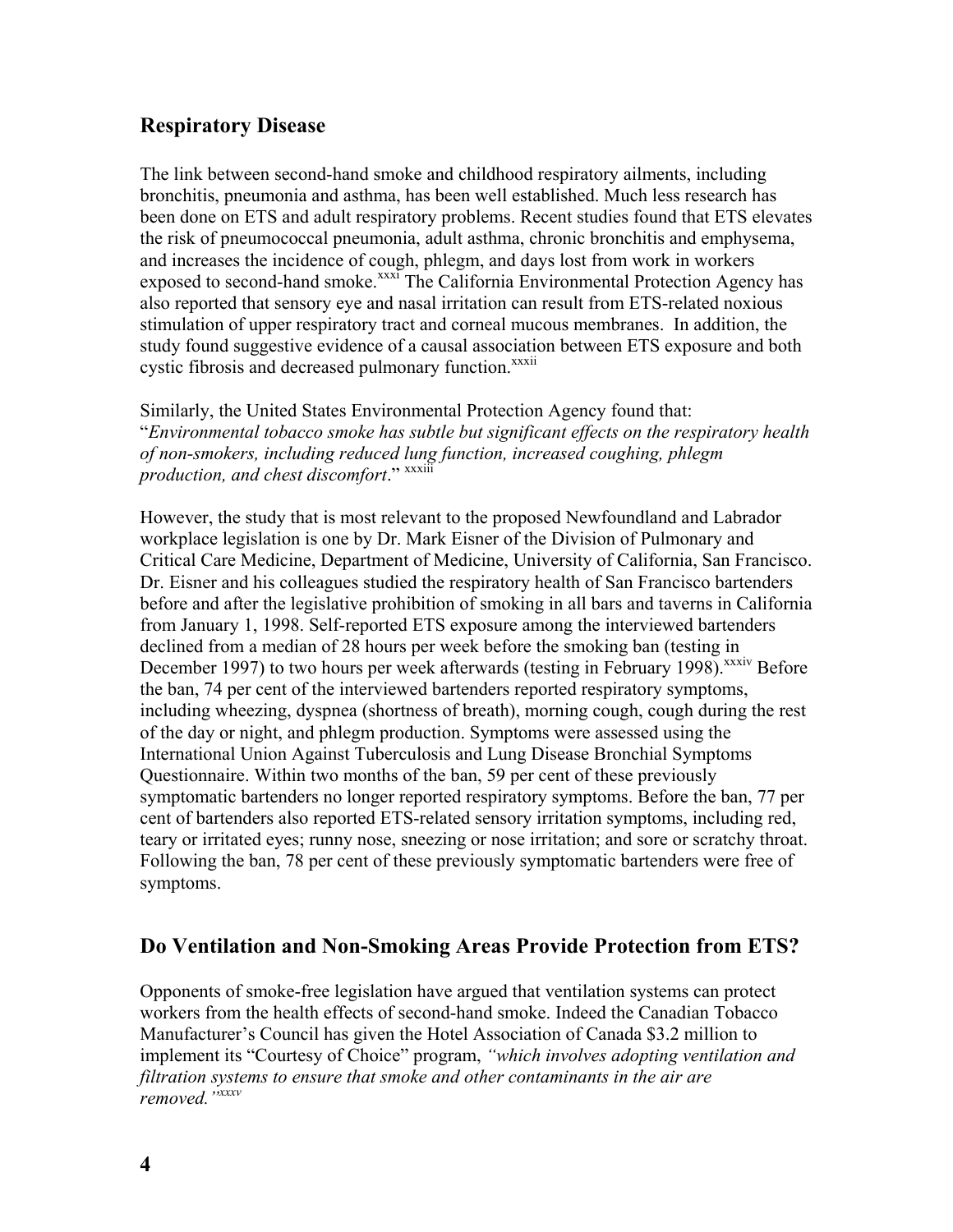## Respiratory Disease

The link between second-hand smoke and childhood respiratory ailments, including bronchitis, pneumonia and asthma, has been well established. Much less research has been done on ETS and adult respiratory problems. Recent studies found that ETS elevates the risk of pneumococcal pneumonia, adult asthma, chronic bronchitis and emphysema, and increases the incidence of cough, phlegm, and days lost from work in workers exposed to second-hand smoke.[xxxi] The California Environmental Protection Agency has also reported that sensory eye and nasal irritation can result from ETS-related noxious stimulation of upper respiratory tract and corneal mucous membranes. In addition, the study found suggestive evidence of a causal association between ETS exposure and both cystic fibrosis and decreased pulmonary function.[xxxii]

Similarly, the United States Environmental Protection Agency found that: "*Environmental tobacco smoke has subtle but significant effects on the respiratory health of non-smokers, including reduced lung function, increased coughing, phlegm production, and chest discomfort*." [xxxiii]

However, the study that is most relevant to the proposed Newfoundland and Labrador workplace legislation is one by Dr. Mark Eisner of the Division of Pulmonary and Critical Care Medicine, Department of Medicine, University of California, San Francisco. Dr. Eisner and his colleagues studied the respiratory health of San Francisco bartenders before and after the legislative prohibition of smoking in all bars and taverns in California from January 1, 1998. Self-reported ETS exposure among the interviewed bartenders declined from a median of 28 hours per week before the smoking ban (testing in December 1997) to two hours per week afterwards (testing in February 1998).[xxxiv] Before the ban, 74 per cent of the interviewed bartenders reported respiratory symptoms, including wheezing, dyspnea (shortness of breath), morning cough, cough during the rest of the day or night, and phlegm production. Symptoms were assessed using the International Union Against Tuberculosis and Lung Disease Bronchial Symptoms Questionnaire. Within two months of the ban, 59 per cent of these previously symptomatic bartenders no longer reported respiratory symptoms. Before the ban, 77 per cent of bartenders also reported ETS-related sensory irritation symptoms, including red, teary or irritated eyes; runny nose, sneezing or nose irritation; and sore or scratchy throat. Following the ban, 78 per cent of these previously symptomatic bartenders were free of symptoms.

## Do Ventilation and Non-Smoking Areas Provide Protection from ETS?

Opponents of smoke-free legislation have argued that ventilation systems can protect workers from the health effects of second-hand smoke. Indeed the Canadian Tobacco Manufacturer's Council has given the Hotel Association of Canada $3.2 million to implement its "Courtesy of Choice" program, *"which involves adopting ventilation and filtration systems to ensure that smoke and other contaminants in the air are removed."*[xxxv]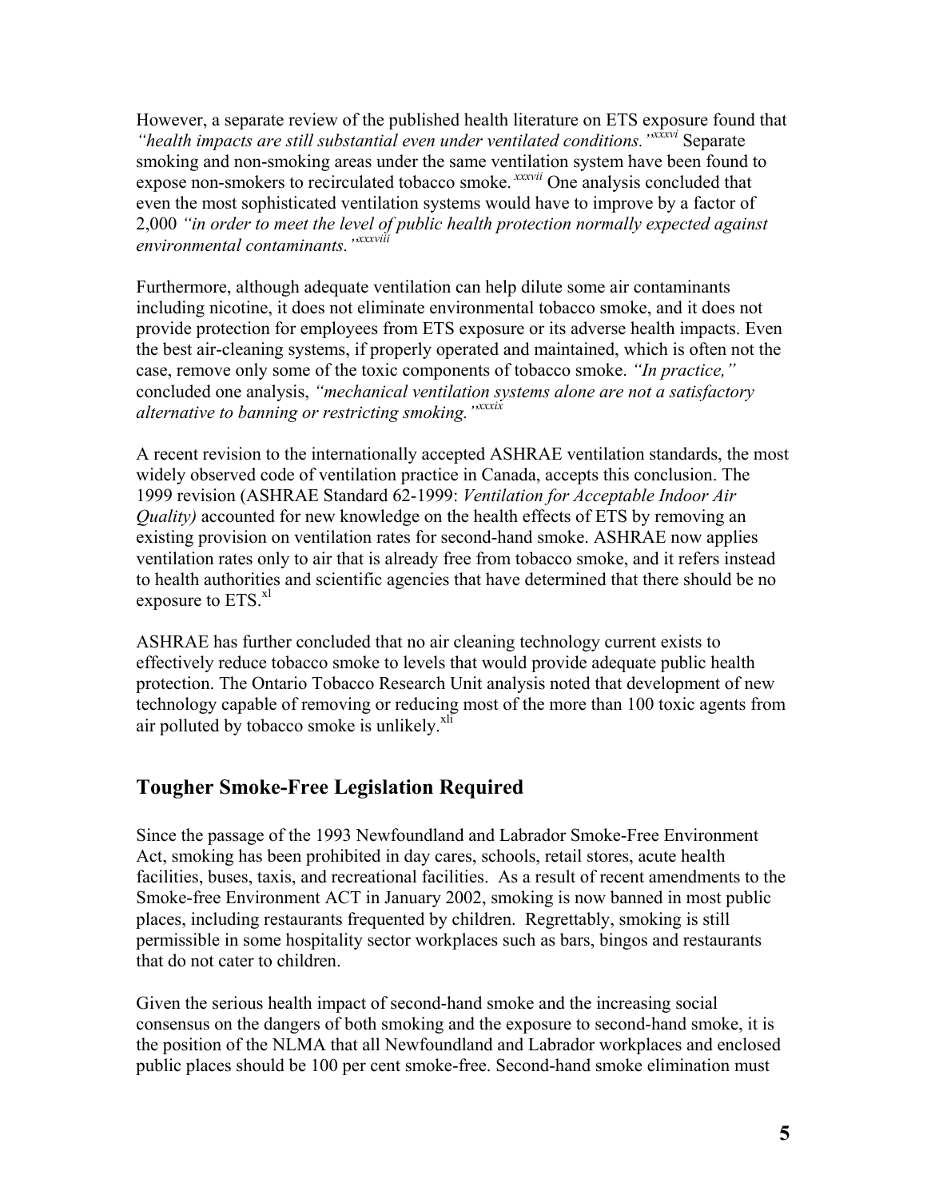However, a separate review of the published health literature on ETS exposure found that *"health impacts are still substantial even under ventilated conditions."*[xxxvi] Separate smoking and non-smoking areas under the same ventilation system have been found to expose non-smokers to recirculated tobacco smoke.[xxxvii] One analysis concluded that even the most sophisticated ventilation systems would have to improve by a factor of 2,000 *"in order to meet the level of public health protection normally expected against environmental contaminants."*[xxxviii]

Furthermore, although adequate ventilation can help dilute some air contaminants including nicotine, it does not eliminate environmental tobacco smoke, and it does not provide protection for employees from ETS exposure or its adverse health impacts. Even the best air-cleaning systems, if properly operated and maintained, which is often not the case, remove only some of the toxic components of tobacco smoke. *"In practice,"* concluded one analysis, *"mechanical ventilation systems alone are not a satisfactory alternative to banning or restricting smoking."*[xxxix]

A recent revision to the internationally accepted ASHRAE ventilation standards, the most widely observed code of ventilation practice in Canada, accepts this conclusion. The 1999 revision (ASHRAE Standard 62-1999: *Ventilation for Acceptable Indoor Air Quality)* accounted for new knowledge on the health effects of ETS by removing an existing provision on ventilation rates for second-hand smoke. ASHRAE now applies ventilation rates only to air that is already free from tobacco smoke, and it refers instead to health authorities and scientific agencies that have determined that there should be no exposure to ETS.[xl]

ASHRAE has further concluded that no air cleaning technology current exists to effectively reduce tobacco smoke to levels that would provide adequate public health protection. The Ontario Tobacco Research Unit analysis noted that development of new technology capable of removing or reducing most of the more than 100 toxic agents from air polluted by tobacco smoke is unlikely.[xli]

## Tougher Smoke-Free Legislation Required

Since the passage of the 1993 Newfoundland and Labrador Smoke-Free Environment Act, smoking has been prohibited in day cares, schools, retail stores, acute health facilities, buses, taxis, and recreational facilities. As a result of recent amendments to the Smoke-free Environment ACT in January 2002, smoking is now banned in most public places, including restaurants frequented by children. Regrettably, smoking is still permissible in some hospitality sector workplaces such as bars, bingos and restaurants that do not cater to children.

Given the serious health impact of second-hand smoke and the increasing social consensus on the dangers of both smoking and the exposure to second-hand smoke, it is the position of the NLMA that all Newfoundland and Labrador workplaces and enclosed public places should be 100 per cent smoke-free. Second-hand smoke elimination must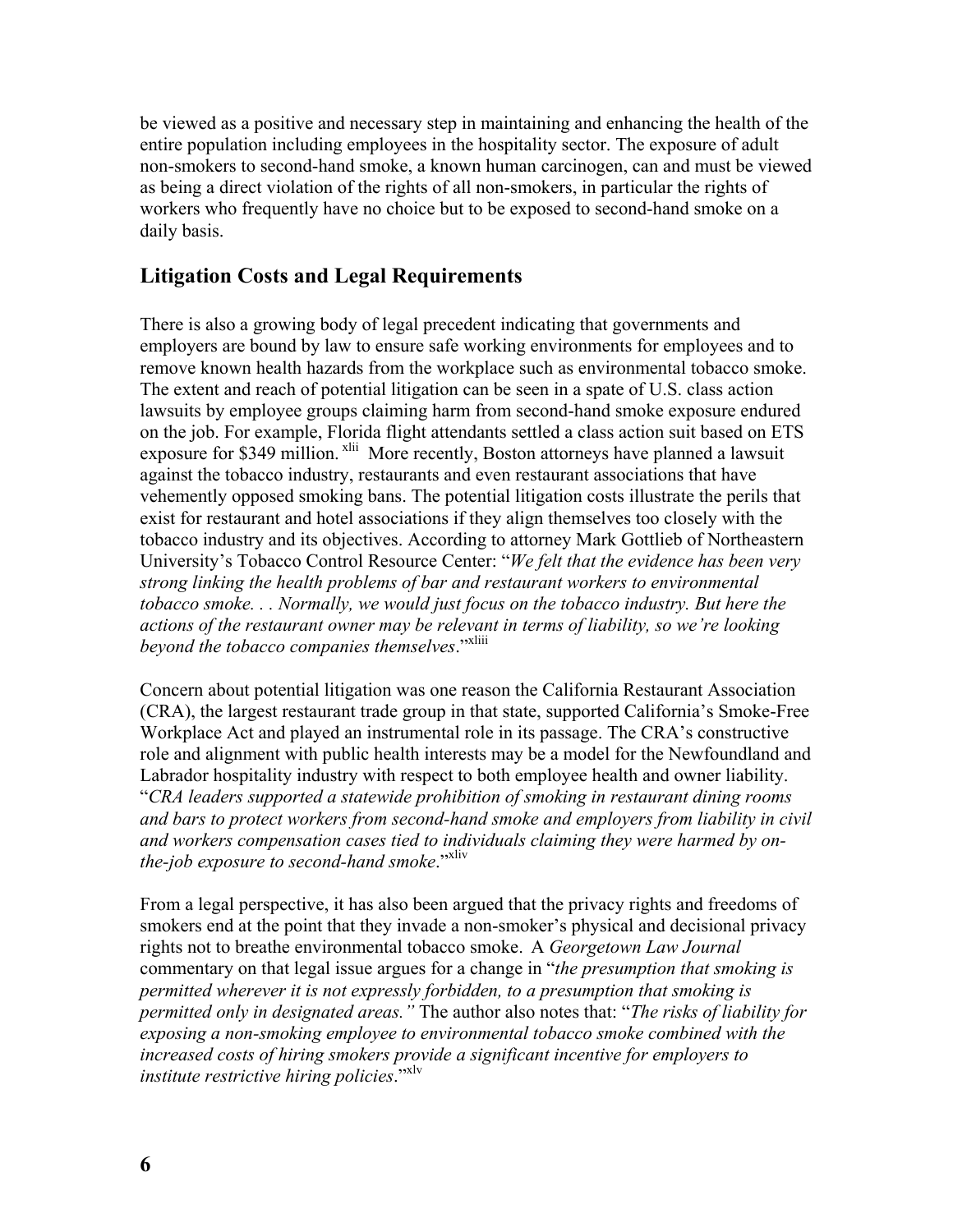be viewed as a positive and necessary step in maintaining and enhancing the health of the entire population including employees in the hospitality sector. The exposure of adult non-smokers to second-hand smoke, a known human carcinogen, can and must be viewed as being a direct violation of the rights of all non-smokers, in particular the rights of workers who frequently have no choice but to be exposed to second-hand smoke on a daily basis.

## Litigation Costs and Legal Requirements

There is also a growing body of legal precedent indicating that governments and employers are bound by law to ensure safe working environments for employees and to remove known health hazards from the workplace such as environmental tobacco smoke. The extent and reach of potential litigation can be seen in a spate of U.S. class action lawsuits by employee groups claiming harm from second-hand smoke exposure endured on the job. For example, Florida flight attendants settled a class action suit based on ETS exposure for $349 million.[xlii] More recently, Boston attorneys have planned a lawsuit against the tobacco industry, restaurants and even restaurant associations that have vehemently opposed smoking bans. The potential litigation costs illustrate the perils that exist for restaurant and hotel associations if they align themselves too closely with the tobacco industry and its objectives. According to attorney Mark Gottlieb of Northeastern University's Tobacco Control Resource Center: "*We felt that the evidence has been very strong linking the health problems of bar and restaurant workers to environmental tobacco smoke. . . Normally, we would just focus on the tobacco industry. But here the actions of the restaurant owner may be relevant in terms of liability, so we're looking beyond the tobacco companies themselves*."[xliii]

Concern about potential litigation was one reason the California Restaurant Association (CRA), the largest restaurant trade group in that state, supported California's Smoke-Free Workplace Act and played an instrumental role in its passage. The CRA's constructive role and alignment with public health interests may be a model for the Newfoundland and Labrador hospitality industry with respect to both employee health and owner liability. "*CRA leaders supported a statewide prohibition of smoking in restaurant dining rooms and bars to protect workers from second-hand smoke and employers from liability in civil and workers compensation cases tied to individuals claiming they were harmed by on-the-job exposure to second-hand smoke*."[xliv]

From a legal perspective, it has also been argued that the privacy rights and freedoms of smokers end at the point that they invade a non-smoker's physical and decisional privacy rights not to breathe environmental tobacco smoke. A *Georgetown Law Journal* commentary on that legal issue argues for a change in "*the presumption that smoking is permitted wherever it is not expressly forbidden, to a presumption that smoking is permitted only in designated areas.*" The author also notes that: "*The risks of liability for exposing a non-smoking employee to environmental tobacco smoke combined with the increased costs of hiring smokers provide a significant incentive for employers to institute restrictive hiring policies*."[xlv]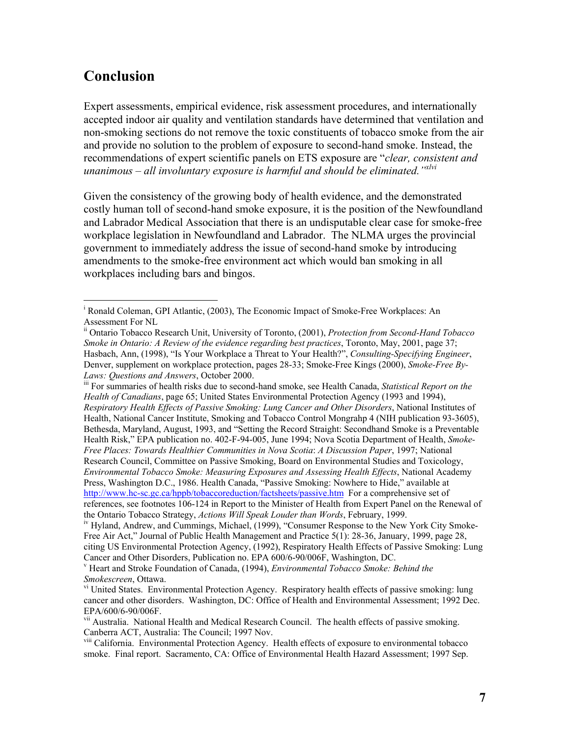## Conclusion

Expert assessments, empirical evidence, risk assessment procedures, and internationally accepted indoor air quality and ventilation standards have determined that ventilation and non-smoking sections do not remove the toxic constituents of tobacco smoke from the air and provide no solution to the problem of exposure to second-hand smoke. Instead, the recommendations of expert scientific panels on ETS exposure are "*clear, consistent and unanimous – all involuntary exposure is harmful and should be eliminated.*"[xlvi]

Given the consistency of the growing body of health evidence, and the demonstrated costly human toll of second-hand smoke exposure, it is the position of the Newfoundland and Labrador Medical Association that there is an undisputable clear case for smoke-free workplace legislation in Newfoundland and Labrador. The NLMA urges the provincial government to immediately address the issue of second-hand smoke by introducing amendments to the smoke-free environment act which would ban smoking in all workplaces including bars and bingos.

---

[i] Ronald Coleman, GPI Atlantic, (2003), The Economic Impact of Smoke-Free Workplaces: An Assessment For NL

[ii] Ontario Tobacco Research Unit, University of Toronto, (2001), *Protection from Second-Hand Tobacco Smoke in Ontario: A Review of the evidence regarding best practices*, Toronto, May, 2001, page 37; Hasbach, Ann, (1998), "Is Your Workplace a Threat to Your Health?", *Consulting-Specifying Engineer*, Denver, supplement on workplace protection, pages 28-33; Smoke-Free Kings (2000), *Smoke-Free By-Laws: Questions and Answers*, October 2000.

[iii] For summaries of health risks due to second-hand smoke, see Health Canada, *Statistical Report on the Health of Canadians*, page 65; United States Environmental Protection Agency (1993 and 1994), *Respiratory Health Effects of Passive Smoking: Lung Cancer and Other Disorders*, National Institutes of Health, National Cancer Institute, Smoking and Tobacco Control Mongrahp 4 (NIH publication 93-3605), Bethesda, Maryland, August, 1993, and "Setting the Record Straight: Secondhand Smoke is a Preventable Health Risk," EPA publication no. 402-F-94-005, June 1994; Nova Scotia Department of Health, *Smoke-Free Places: Towards Healthier Communities in Nova Scotia*: *A Discussion Paper*, 1997; National Research Council, Committee on Passive Smoking, Board on Environmental Studies and Toxicology, *Environmental Tobacco Smoke: Measuring Exposures and Assessing Health Effects*, National Academy Press, Washington D.C., 1986. Health Canada, "Passive Smoking: Nowhere to Hide," available at http://www.hc-sc.gc.ca/hppb/tobaccoreduction/factsheets/passive.htm For a comprehensive set of references, see footnotes 106-124 in Report to the Minister of Health from Expert Panel on the Renewal of the Ontario Tobacco Strategy, *Actions Will Speak Louder than Words*, February, 1999.

[iv] Hyland, Andrew, and Cummings, Michael, (1999), "Consumer Response to the New York City Smoke-Free Air Act," Journal of Public Health Management and Practice 5(1): 28-36, January, 1999, page 28, citing US Environmental Protection Agency, (1992), Respiratory Health Effects of Passive Smoking: Lung Cancer and Other Disorders, Publication no. EPA 600/6-90/006F, Washington, DC.

[v] Heart and Stroke Foundation of Canada, (1994), *Environmental Tobacco Smoke: Behind the Smokescreen*, Ottawa.

[vi] United States. Environmental Protection Agency. Respiratory health effects of passive smoking: lung cancer and other disorders. Washington, DC: Office of Health and Environmental Assessment; 1992 Dec. EPA/600/6-90/006F.

[vii] Australia. National Health and Medical Research Council. The health effects of passive smoking. Canberra ACT, Australia: The Council; 1997 Nov.

[viii] California. Environmental Protection Agency. Health effects of exposure to environmental tobacco smoke. Final report. Sacramento, CA: Office of Environmental Health Hazard Assessment; 1997 Sep.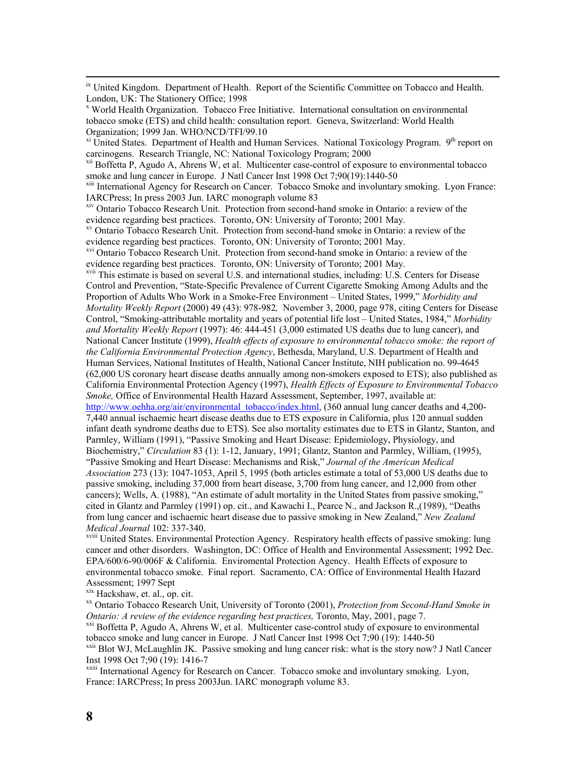[ix] United Kingdom. Department of Health. Report of the Scientific Committee on Tobacco and Health. London, UK: The Stationery Office; 1998

[x] World Health Organization. Tobacco Free Initiative. International consultation on environmental tobacco smoke (ETS) and child health: consultation report. Geneva, Switzerland: World Health Organization; 1999 Jan. WHO/NCD/TFI/99.10

[xi] United States. Department of Health and Human Services. National Toxicology Program. 9th report on carcinogens. Research Triangle, NC: National Toxicology Program; 2000

[xii] Boffetta P, Agudo A, Ahrens W, et al. Multicenter case-control of exposure to environmental tobacco smoke and lung cancer in Europe. J Natl Cancer Inst 1998 Oct 7;90(19):1440-50

[xiii] International Agency for Research on Cancer. Tobacco Smoke and involuntary smoking. Lyon France: IARCPress; In press 2003 Jun. IARC monograph volume 83

[xiv] Ontario Tobacco Research Unit. Protection from second-hand smoke in Ontario: a review of the evidence regarding best practices. Toronto, ON: University of Toronto; 2001 May.

[xv] Ontario Tobacco Research Unit. Protection from second-hand smoke in Ontario: a review of the evidence regarding best practices. Toronto, ON: University of Toronto; 2001 May.

[xvi] Ontario Tobacco Research Unit. Protection from second-hand smoke in Ontario: a review of the evidence regarding best practices. Toronto, ON: University of Toronto; 2001 May.

[xvii] This estimate is based on several U.S. and international studies, including: U.S. Centers for Disease Control and Prevention, "State-Specific Prevalence of Current Cigarette Smoking Among Adults and the Proportion of Adults Who Work in a Smoke-Free Environment – United States, 1999," *Morbidity and Mortality Weekly Report* (2000) 49 (43): 978-982*,* November 3, 2000, page 978, citing Centers for Disease Control, "Smoking-attributable mortality and years of potential life lost – United States, 1984," *Morbidity and Mortality Weekly Report* (1997): 46: 444-451 (3,000 estimated US deaths due to lung cancer), and National Cancer Institute (1999), *Health effects of exposure to environmental tobacco smoke: the report of the California Environmental Protection Agency*, Bethesda, Maryland, U.S. Department of Health and Human Services, National Institutes of Health, National Cancer Institute, NIH publication no. 99-4645 (62,000 US coronary heart disease deaths annually among non-smokers exposed to ETS); also published as California Environmental Protection Agency (1997), *Health Effects of Exposure to Environmental Tobacco Smoke,* Office of Environmental Health Hazard Assessment, September, 1997, available at: http://www.oehha.org/air/environmental_tobacco/index.html, (360 annual lung cancer deaths and 4,200-7,440 annual ischaemic heart disease deaths due to ETS exposure in California, plus 120 annual sudden infant death syndrome deaths due to ETS). See also mortality estimates due to ETS in Glantz, Stanton, and Parmley, William (1991), "Passive Smoking and Heart Disease: Epidemiology, Physiology, and Biochemistry," *Circulation* 83 (1): 1-12, January, 1991; Glantz, Stanton and Parmley, William, (1995), "Passive Smoking and Heart Disease: Mechanisms and Risk," *Journal of the American Medical Association* 273 (13): 1047-1053, April 5, 1995 (both articles estimate a total of 53,000 US deaths due to passive smoking, including 37,000 from heart disease, 3,700 from lung cancer, and 12,000 from other cancers); Wells, A. (1988), "An estimate of adult mortality in the United States from passive smoking," cited in Glantz and Parmley (1991) op. cit., and Kawachi I., Pearce N., and Jackson R.,(1989), "Deaths from lung cancer and ischaemic heart disease due to passive smoking in New Zealand," *New Zealand Medical Journal* 102: 337-340.

[xviii] United States. Environmental Protection Agency. Respiratory health effects of passive smoking: lung cancer and other disorders. Washington, DC: Office of Health and Environmental Assessment; 1992 Dec. EPA/600/6-90/006F & California. Enviromental Protection Agency. Health Effects of exposure to environmental tobacco smoke. Final report. Sacramento, CA: Office of Environmental Health Hazard Assessment; 1997 Sept

[xix] Hackshaw, et. al., op. cit.

[xx] Ontario Tobacco Research Unit, University of Toronto (2001), *Protection from Second-Hand Smoke in Ontario: A review of the evidence regarding best practices,* Toronto, May, 2001, page 7.

[xxi] Boffetta P, Agudo A, Ahrens W, et al. Multicenter case-control study of exposure to environmental tobacco smoke and lung cancer in Europe. J Natl Cancer Inst 1998 Oct 7;90 (19): 1440-50

[xxii] Blot WJ, McLaughlin JK. Passive smoking and lung cancer risk: what is the story now? J Natl Cancer Inst 1998 Oct 7;90 (19): 1416-7

[xxiii] International Agency for Research on Cancer. Tobacco smoke and involuntary smoking. Lyon, France: IARCPress; In press 2003Jun. IARC monograph volume 83.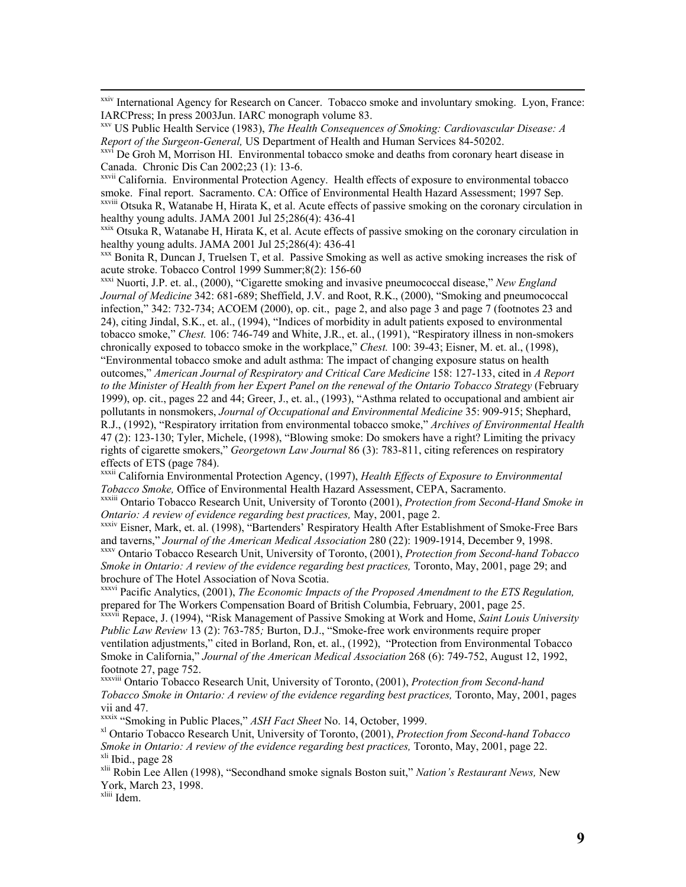[xxiv] International Agency for Research on Cancer. Tobacco smoke and involuntary smoking. Lyon, France: IARCPress; In press 2003Jun. IARC monograph volume 83.

[xxv] US Public Health Service (1983), *The Health Consequences of Smoking: Cardiovascular Disease: A Report of the Surgeon-General,* US Department of Health and Human Services 84-50202.

[xxvi] De Groh M, Morrison HI. Environmental tobacco smoke and deaths from coronary heart disease in Canada. Chronic Dis Can 2002;23 (1): 13-6.

[xxvii] California. Environmental Protection Agency. Health effects of exposure to environmental tobacco smoke. Final report. Sacramento. CA: Office of Environmental Health Hazard Assessment; 1997 Sep.

[xxviii] Otsuka R, Watanabe H, Hirata K, et al. Acute effects of passive smoking on the coronary circulation in healthy young adults. JAMA 2001 Jul 25;286(4): 436-41

[xxix] Otsuka R, Watanabe H, Hirata K, et al. Acute effects of passive smoking on the coronary circulation in healthy young adults. JAMA 2001 Jul 25;286(4): 436-41

[xxx] Bonita R, Duncan J, Truelsen T, et al. Passive Smoking as well as active smoking increases the risk of acute stroke. Tobacco Control 1999 Summer;8(2): 156-60

[xxxi] Nuorti, J.P. et. al., (2000), "Cigarette smoking and invasive pneumococcal disease," *New England Journal of Medicine* 342: 681-689; Sheffield, J.V. and Root, R.K., (2000), "Smoking and pneumococcal infection," 342: 732-734; ACOEM (2000), op. cit., page 2, and also page 3 and page 7 (footnotes 23 and 24), citing Jindal, S.K., et. al., (1994), "Indices of morbidity in adult patients exposed to environmental tobacco smoke," *Chest.* 106: 746-749 and White, J.R., et. al., (1991), "Respiratory illness in non-smokers chronically exposed to tobacco smoke in the workplace," *Chest.* 100: 39-43; Eisner, M. et. al., (1998), "Environmental tobacco smoke and adult asthma: The impact of changing exposure status on health outcomes," *American Journal of Respiratory and Critical Care Medicine* 158: 127-133, cited in *A Report to the Minister of Health from her Expert Panel on the renewal of the Ontario Tobacco Strategy* (February 1999), op. cit., pages 22 and 44; Greer, J., et. al., (1993), "Asthma related to occupational and ambient air pollutants in nonsmokers, *Journal of Occupational and Environmental Medicine* 35: 909-915; Shephard, R.J., (1992), "Respiratory irritation from environmental tobacco smoke," *Archives of Environmental Health* 47 (2): 123-130; Tyler, Michele, (1998), "Blowing smoke: Do smokers have a right? Limiting the privacy rights of cigarette smokers," *Georgetown Law Journal* 86 (3): 783-811, citing references on respiratory effects of ETS (page 784).

[xxxii] California Environmental Protection Agency, (1997), *Health Effects of Exposure to Environmental Tobacco Smoke,* Office of Environmental Health Hazard Assessment, CEPA, Sacramento.

[xxxiii] Ontario Tobacco Research Unit, University of Toronto (2001), *Protection from Second-Hand Smoke in Ontario: A review of evidence regarding best practices,* May, 2001, page 2.

[xxxiv] Eisner, Mark, et. al. (1998), "Bartenders' Respiratory Health After Establishment of Smoke-Free Bars and taverns," *Journal of the American Medical Association* 280 (22): 1909-1914, December 9, 1998.

[xxxv] Ontario Tobacco Research Unit, University of Toronto, (2001), *Protection from Second-hand Tobacco Smoke in Ontario: A review of the evidence regarding best practices,* Toronto, May, 2001, page 29; and brochure of The Hotel Association of Nova Scotia.

[xxxvi] Pacific Analytics, (2001), *The Economic Impacts of the Proposed Amendment to the ETS Regulation,* prepared for The Workers Compensation Board of British Columbia, February, 2001, page 25.

[xxxvii] Repace, J. (1994), "Risk Management of Passive Smoking at Work and Home, *Saint Louis University Public Law Review* 13 (2): 763-785*;* Burton, D.J., "Smoke-free work environments require proper ventilation adjustments," cited in Borland, Ron, et. al., (1992), "Protection from Environmental Tobacco Smoke in California," *Journal of the American Medical Association* 268 (6): 749-752, August 12, 1992, footnote 27, page 752.

[xxxviii] Ontario Tobacco Research Unit, University of Toronto, (2001), *Protection from Second-hand Tobacco Smoke in Ontario: A review of the evidence regarding best practices,* Toronto, May, 2001, pages vii and 47.

[xxxix] "Smoking in Public Places," *ASH Fact Sheet* No. 14, October, 1999.

[xl] Ontario Tobacco Research Unit, University of Toronto, (2001), *Protection from Second-hand Tobacco Smoke in Ontario: A review of the evidence regarding best practices,* Toronto, May, 2001, page 22.

[xli] Ibid., page 28

[xlii] Robin Lee Allen (1998), "Secondhand smoke signals Boston suit," *Nation's Restaurant News,* New York, March 23, 1998.

[xliii] Idem.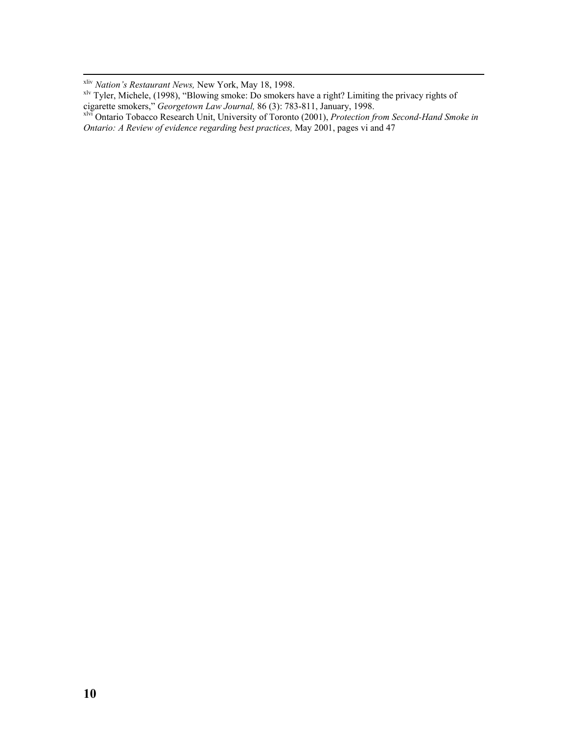---

[xliv] *Nation's Restaurant News,* New York, May 18, 1998.

[xlv] Tyler, Michele, (1998), "Blowing smoke: Do smokers have a right? Limiting the privacy rights of cigarette smokers," *Georgetown Law Journal,* 86 (3): 783-811, January, 1998.

[xlvi] Ontario Tobacco Research Unit, University of Toronto (2001), *Protection from Second-Hand Smoke in Ontario: A Review of evidence regarding best practices,* May 2001, pages vi and 47